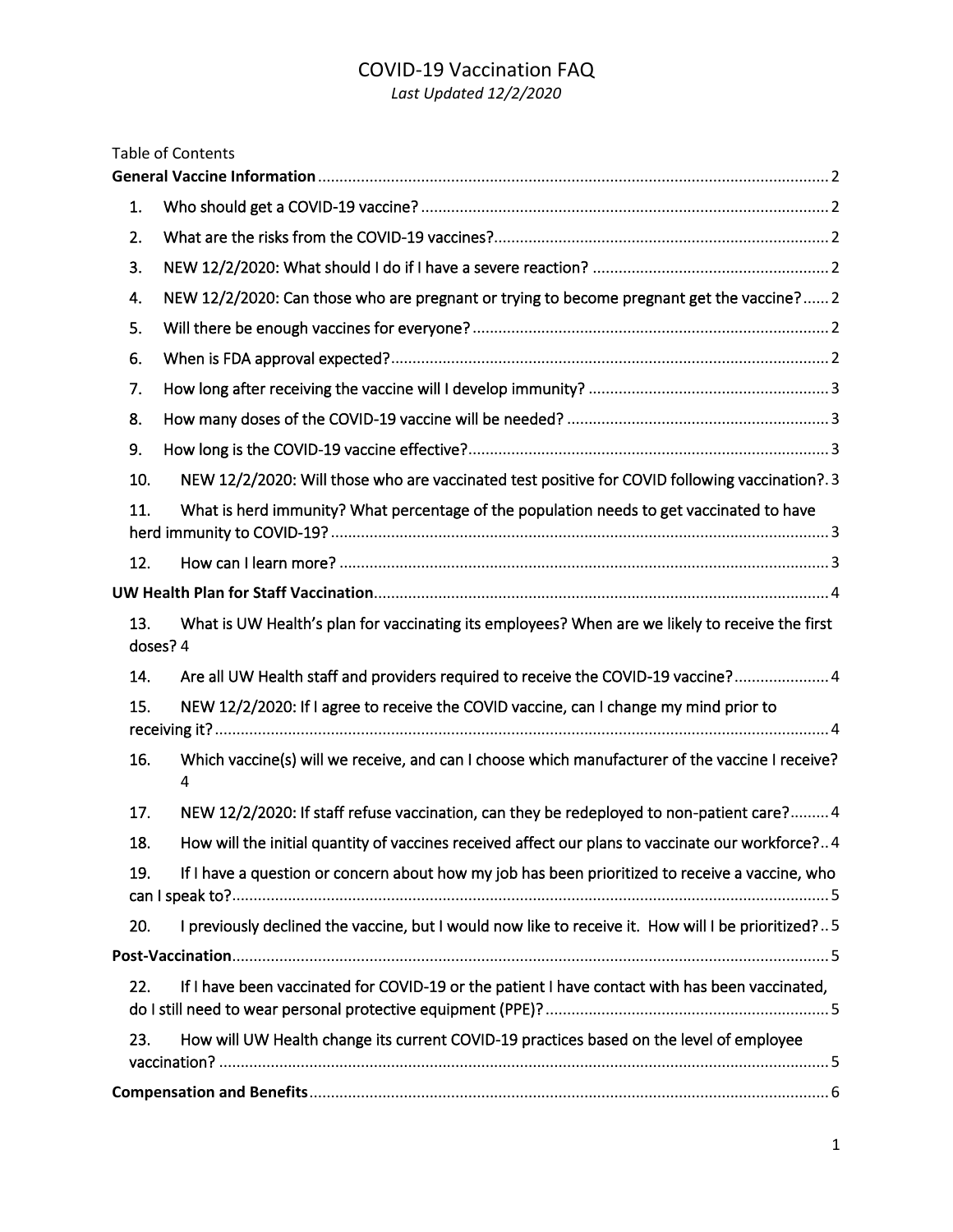# COVID-19 Vaccination FAQ

*Last Updated 12/2/2020*

Table of Contents

**General Vaccine Information** ..... 2

1. Who should get a COVID-19 vaccine? ..... 2
2. What are the risks from the COVID-19 vaccines? ..... 2
3. NEW 12/2/2020: What should I do if I have a severe reaction? ..... 2
4. NEW 12/2/2020: Can those who are pregnant or trying to become pregnant get the vaccine? ..... 2
5. Will there be enough vaccines for everyone? ..... 2
6. When is FDA approval expected? ..... 2
7. How long after receiving the vaccine will I develop immunity? ..... 3
8. How many doses of the COVID-19 vaccine will be needed? ..... 3
9. How long is the COVID-19 vaccine effective? ..... 3
10. NEW 12/2/2020: Will those who are vaccinated test positive for COVID following vaccination? ..... 3
11. What is herd immunity? What percentage of the population needs to get vaccinated to have herd immunity to COVID-19? ..... 3
12. How can I learn more? ..... 3

**UW Health Plan for Staff Vaccination** ..... 4

13. What is UW Health's plan for vaccinating its employees? When are we likely to receive the first doses? 4
14. Are all UW Health staff and providers required to receive the COVID-19 vaccine? ..... 4
15. NEW 12/2/2020: If I agree to receive the COVID vaccine, can I change my mind prior to receiving it? ..... 4
16. Which vaccine(s) will we receive, and can I choose which manufacturer of the vaccine I receive? 4
17. NEW 12/2/2020: If staff refuse vaccination, can they be redeployed to non-patient care? ..... 4
18. How will the initial quantity of vaccines received affect our plans to vaccinate our workforce? ..... 4
19. If I have a question or concern about how my job has been prioritized to receive a vaccine, who can I speak to? ..... 5
20. I previously declined the vaccine, but I would now like to receive it. How will I be prioritized? ..... 5

**Post-Vaccination** ..... 5

22. If I have been vaccinated for COVID-19 or the patient I have contact with has been vaccinated, do I still need to wear personal protective equipment (PPE)? ..... 5
23. How will UW Health change its current COVID-19 practices based on the level of employee vaccination? ..... 5

**Compensation and Benefits** ..... 6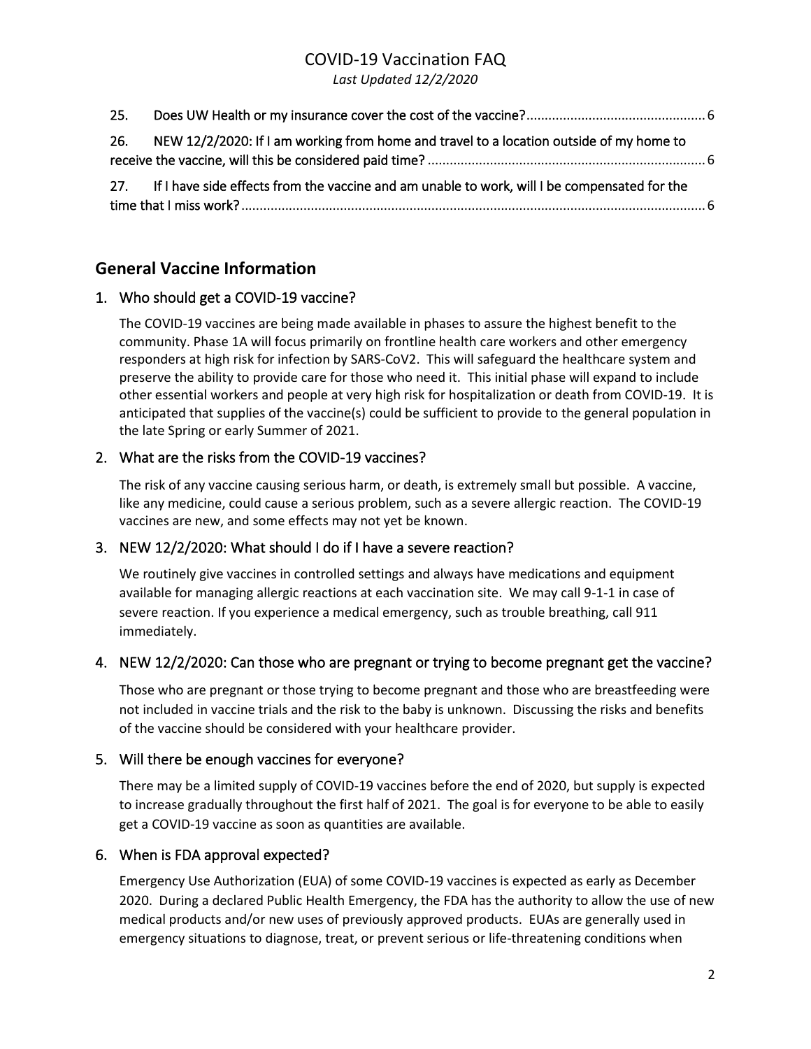25. Does UW Health or my insurance cover the cost of the vaccine? ... 6

26. NEW 12/2/2020: If I am working from home and travel to a location outside of my home to receive the vaccine, will this be considered paid time? ... 6

27. If I have side effects from the vaccine and am unable to work, will I be compensated for the time that I miss work? ... 6

## General Vaccine Information

### 1. Who should get a COVID-19 vaccine?

The COVID-19 vaccines are being made available in phases to assure the highest benefit to the community. Phase 1A will focus primarily on frontline health care workers and other emergency responders at high risk for infection by SARS-CoV2. This will safeguard the healthcare system and preserve the ability to provide care for those who need it. This initial phase will expand to include other essential workers and people at very high risk for hospitalization or death from COVID-19. It is anticipated that supplies of the vaccine(s) could be sufficient to provide to the general population in the late Spring or early Summer of 2021.

### 2. What are the risks from the COVID-19 vaccines?

The risk of any vaccine causing serious harm, or death, is extremely small but possible. A vaccine, like any medicine, could cause a serious problem, such as a severe allergic reaction. The COVID-19 vaccines are new, and some effects may not yet be known.

### 3. NEW 12/2/2020: What should I do if I have a severe reaction?

We routinely give vaccines in controlled settings and always have medications and equipment available for managing allergic reactions at each vaccination site. We may call 9-1-1 in case of severe reaction. If you experience a medical emergency, such as trouble breathing, call 911 immediately.

### 4. NEW 12/2/2020: Can those who are pregnant or trying to become pregnant get the vaccine?

Those who are pregnant or those trying to become pregnant and those who are breastfeeding were not included in vaccine trials and the risk to the baby is unknown. Discussing the risks and benefits of the vaccine should be considered with your healthcare provider.

### 5. Will there be enough vaccines for everyone?

There may be a limited supply of COVID-19 vaccines before the end of 2020, but supply is expected to increase gradually throughout the first half of 2021. The goal is for everyone to be able to easily get a COVID-19 vaccine as soon as quantities are available.

### 6. When is FDA approval expected?

Emergency Use Authorization (EUA) of some COVID-19 vaccines is expected as early as December 2020. During a declared Public Health Emergency, the FDA has the authority to allow the use of new medical products and/or new uses of previously approved products. EUAs are generally used in emergency situations to diagnose, treat, or prevent serious or life-threatening conditions when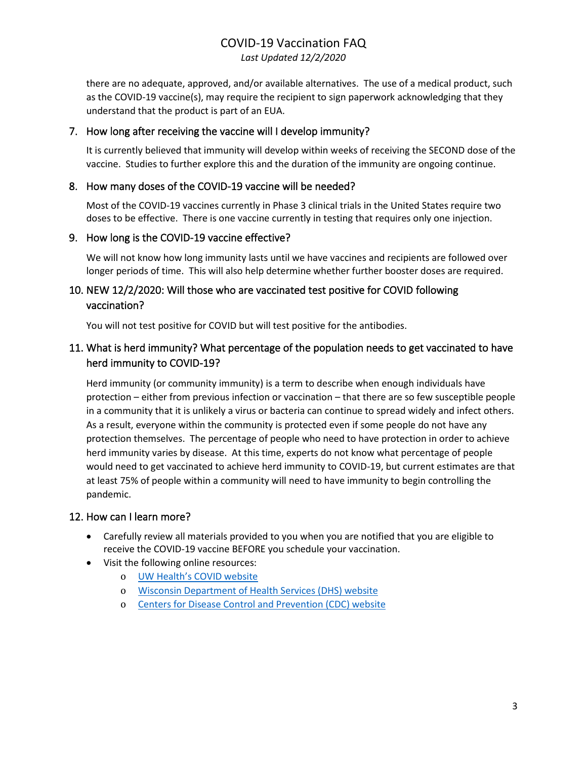there are no adequate, approved, and/or available alternatives. The use of a medical product, such as the COVID-19 vaccine(s), may require the recipient to sign paperwork acknowledging that they understand that the product is part of an EUA.

## 7. How long after receiving the vaccine will I develop immunity?

It is currently believed that immunity will develop within weeks of receiving the SECOND dose of the vaccine. Studies to further explore this and the duration of the immunity are ongoing continue.

## 8. How many doses of the COVID-19 vaccine will be needed?

Most of the COVID-19 vaccines currently in Phase 3 clinical trials in the United States require two doses to be effective. There is one vaccine currently in testing that requires only one injection.

## 9. How long is the COVID-19 vaccine effective?

We will not know how long immunity lasts until we have vaccines and recipients are followed over longer periods of time. This will also help determine whether further booster doses are required.

## 10. NEW 12/2/2020: Will those who are vaccinated test positive for COVID following vaccination?

You will not test positive for COVID but will test positive for the antibodies.

## 11. What is herd immunity? What percentage of the population needs to get vaccinated to have herd immunity to COVID-19?

Herd immunity (or community immunity) is a term to describe when enough individuals have protection – either from previous infection or vaccination – that there are so few susceptible people in a community that it is unlikely a virus or bacteria can continue to spread widely and infect others. As a result, everyone within the community is protected even if some people do not have any protection themselves. The percentage of people who need to have protection in order to achieve herd immunity varies by disease. At this time, experts do not know what percentage of people would need to get vaccinated to achieve herd immunity to COVID-19, but current estimates are that at least 75% of people within a community will need to have immunity to begin controlling the pandemic.

## 12. How can I learn more?

- Carefully review all materials provided to you when you are notified that you are eligible to receive the COVID-19 vaccine BEFORE you schedule your vaccination.
- Visit the following online resources:
  - UW Health's COVID website
  - Wisconsin Department of Health Services (DHS) website
  - Centers for Disease Control and Prevention (CDC) website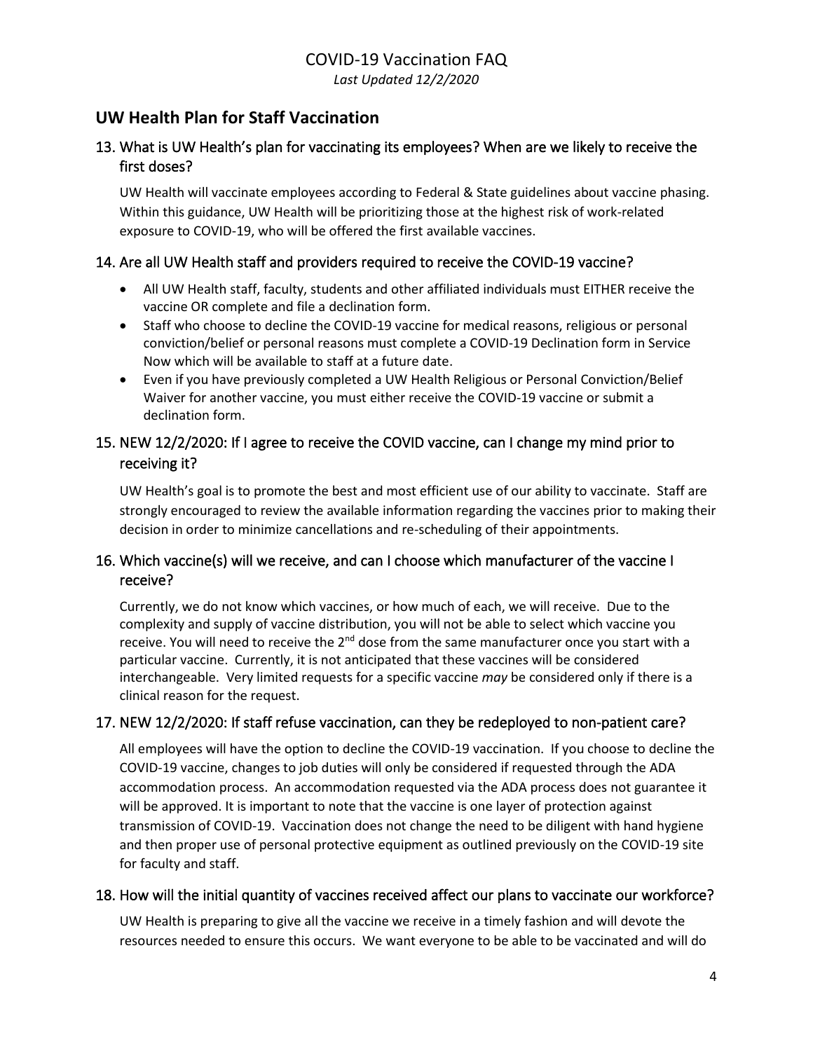# COVID-19 Vaccination FAQ

*Last Updated 12/2/2020*

## UW Health Plan for Staff Vaccination

### 13. What is UW Health's plan for vaccinating its employees? When are we likely to receive the first doses?

UW Health will vaccinate employees according to Federal & State guidelines about vaccine phasing. Within this guidance, UW Health will be prioritizing those at the highest risk of work-related exposure to COVID-19, who will be offered the first available vaccines.

### 14. Are all UW Health staff and providers required to receive the COVID-19 vaccine?

- All UW Health staff, faculty, students and other affiliated individuals must EITHER receive the vaccine OR complete and file a declination form.
- Staff who choose to decline the COVID-19 vaccine for medical reasons, religious or personal conviction/belief or personal reasons must complete a COVID-19 Declination form in Service Now which will be available to staff at a future date.
- Even if you have previously completed a UW Health Religious or Personal Conviction/Belief Waiver for another vaccine, you must either receive the COVID-19 vaccine or submit a declination form.

### 15. NEW 12/2/2020: If I agree to receive the COVID vaccine, can I change my mind prior to receiving it?

UW Health's goal is to promote the best and most efficient use of our ability to vaccinate. Staff are strongly encouraged to review the available information regarding the vaccines prior to making their decision in order to minimize cancellations and re-scheduling of their appointments.

### 16. Which vaccine(s) will we receive, and can I choose which manufacturer of the vaccine I receive?

Currently, we do not know which vaccines, or how much of each, we will receive. Due to the complexity and supply of vaccine distribution, you will not be able to select which vaccine you receive. You will need to receive the 2nd dose from the same manufacturer once you start with a particular vaccine. Currently, it is not anticipated that these vaccines will be considered interchangeable. Very limited requests for a specific vaccine *may* be considered only if there is a clinical reason for the request.

### 17. NEW 12/2/2020: If staff refuse vaccination, can they be redeployed to non-patient care?

All employees will have the option to decline the COVID-19 vaccination. If you choose to decline the COVID-19 vaccine, changes to job duties will only be considered if requested through the ADA accommodation process. An accommodation requested via the ADA process does not guarantee it will be approved. It is important to note that the vaccine is one layer of protection against transmission of COVID-19. Vaccination does not change the need to be diligent with hand hygiene and then proper use of personal protective equipment as outlined previously on the COVID-19 site for faculty and staff.

### 18. How will the initial quantity of vaccines received affect our plans to vaccinate our workforce?

UW Health is preparing to give all the vaccine we receive in a timely fashion and will devote the resources needed to ensure this occurs. We want everyone to be able to be vaccinated and will do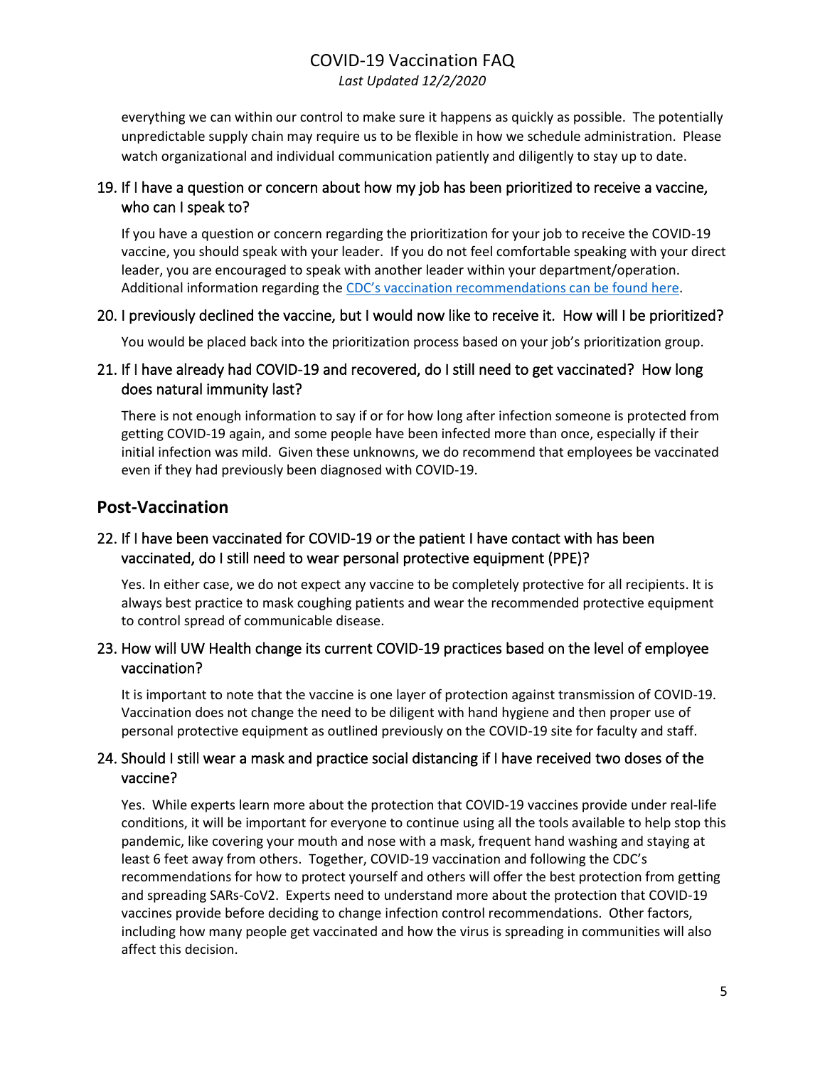everything we can within our control to make sure it happens as quickly as possible. The potentially unpredictable supply chain may require us to be flexible in how we schedule administration. Please watch organizational and individual communication patiently and diligently to stay up to date.

### 19. If I have a question or concern about how my job has been prioritized to receive a vaccine, who can I speak to?

If you have a question or concern regarding the prioritization for your job to receive the COVID-19 vaccine, you should speak with your leader. If you do not feel comfortable speaking with your direct leader, you are encouraged to speak with another leader within your department/operation. Additional information regarding the CDC's vaccination recommendations can be found here.

### 20. I previously declined the vaccine, but I would now like to receive it. How will I be prioritized?

You would be placed back into the prioritization process based on your job's prioritization group.

### 21. If I have already had COVID-19 and recovered, do I still need to get vaccinated? How long does natural immunity last?

There is not enough information to say if or for how long after infection someone is protected from getting COVID-19 again, and some people have been infected more than once, especially if their initial infection was mild. Given these unknowns, we do recommend that employees be vaccinated even if they had previously been diagnosed with COVID-19.

## Post-Vaccination

### 22. If I have been vaccinated for COVID-19 or the patient I have contact with has been vaccinated, do I still need to wear personal protective equipment (PPE)?

Yes. In either case, we do not expect any vaccine to be completely protective for all recipients. It is always best practice to mask coughing patients and wear the recommended protective equipment to control spread of communicable disease.

### 23. How will UW Health change its current COVID-19 practices based on the level of employee vaccination?

It is important to note that the vaccine is one layer of protection against transmission of COVID-19. Vaccination does not change the need to be diligent with hand hygiene and then proper use of personal protective equipment as outlined previously on the COVID-19 site for faculty and staff.

### 24. Should I still wear a mask and practice social distancing if I have received two doses of the vaccine?

Yes. While experts learn more about the protection that COVID-19 vaccines provide under real-life conditions, it will be important for everyone to continue using all the tools available to help stop this pandemic, like covering your mouth and nose with a mask, frequent hand washing and staying at least 6 feet away from others. Together, COVID-19 vaccination and following the CDC's recommendations for how to protect yourself and others will offer the best protection from getting and spreading SARs-CoV2. Experts need to understand more about the protection that COVID-19 vaccines provide before deciding to change infection control recommendations. Other factors, including how many people get vaccinated and how the virus is spreading in communities will also affect this decision.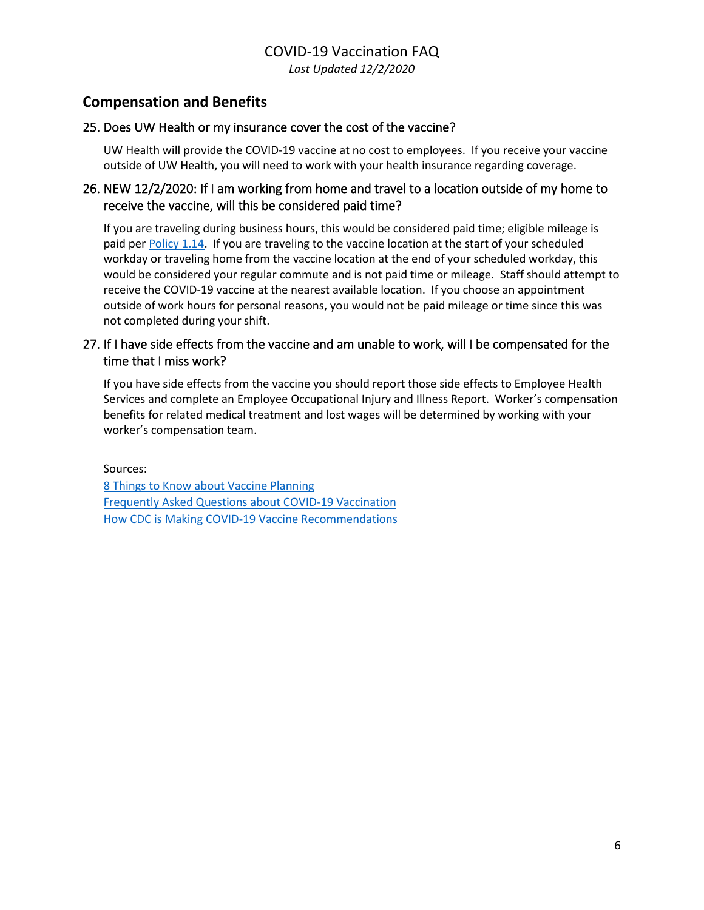## Compensation and Benefits

### 25. Does UW Health or my insurance cover the cost of the vaccine?

UW Health will provide the COVID-19 vaccine at no cost to employees. If you receive your vaccine outside of UW Health, you will need to work with your health insurance regarding coverage.

### 26. NEW 12/2/2020: If I am working from home and travel to a location outside of my home to receive the vaccine, will this be considered paid time?

If you are traveling during business hours, this would be considered paid time; eligible mileage is paid per [Policy 1.14](). If you are traveling to the vaccine location at the start of your scheduled workday or traveling home from the vaccine location at the end of your scheduled workday, this would be considered your regular commute and is not paid time or mileage. Staff should attempt to receive the COVID-19 vaccine at the nearest available location. If you choose an appointment outside of work hours for personal reasons, you would not be paid mileage or time since this was not completed during your shift.

### 27. If I have side effects from the vaccine and am unable to work, will I be compensated for the time that I miss work?

If you have side effects from the vaccine you should report those side effects to Employee Health Services and complete an Employee Occupational Injury and Illness Report. Worker's compensation benefits for related medical treatment and lost wages will be determined by working with your worker's compensation team.

Sources:
[8 Things to Know about Vaccine Planning]()
[Frequently Asked Questions about COVID-19 Vaccination]()
[How CDC is Making COVID-19 Vaccine Recommendations]()